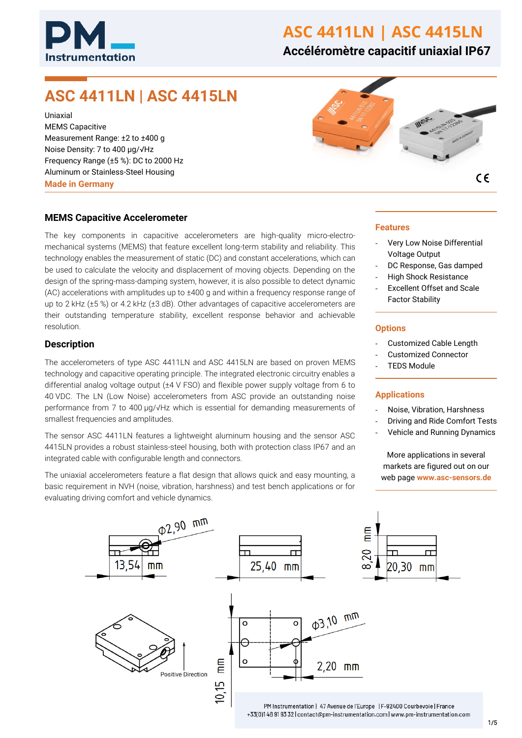# ASC 4411LN | ASC 4415LN

**Accéléromètre capacitif uniaxial IP67**

## ASC 4411LN | ASC 4415LN

Uniaxial
MEMS Capacitive
Measurement Range: ±2 to ±400 g
Noise Density: 7 to 400 µg/√Hz
Frequency Range (±5 %): DC to 2000 Hz
Aluminum or Stainless-Steel Housing
**Made in Germany**

### MEMS Capacitive Accelerometer

The key components in capacitive accelerometers are high-quality micro-electro-mechanical systems (MEMS) that feature excellent long-term stability and reliability. This technology enables the measurement of static (DC) and constant accelerations, which can be used to calculate the velocity and displacement of moving objects. Depending on the design of the spring-mass-damping system, however, it is also possible to detect dynamic (AC) accelerations with amplitudes up to ±400 g and within a frequency response range of up to 2 kHz (±5 %) or 4.2 kHz (±3 dB). Other advantages of capacitive accelerometers are their outstanding temperature stability, excellent response behavior and achievable resolution.

### Description

The accelerometers of type ASC 4411LN and ASC 4415LN are based on proven MEMS technology and capacitive operating principle. The integrated electronic circuitry enables a differential analog voltage output (±4 V FSO) and flexible power supply voltage from 6 to 40 VDC. The LN (Low Noise) accelerometers from ASC provide an outstanding noise performance from 7 to 400 µg/√Hz which is essential for demanding measurements of smallest frequencies and amplitudes.

The sensor ASC 4411LN features a lightweight aluminum housing and the sensor ASC 4415LN provides a robust stainless-steel housing, both with protection class IP67 and an integrated cable with configurable length and connectors.

The uniaxial accelerometers feature a flat design that allows quick and easy mounting, a basic requirement in NVH (noise, vibration, harshness) and test bench applications or for evaluating driving comfort and vehicle dynamics.

### Features

- Very Low Noise Differential Voltage Output
- DC Response, Gas damped
- High Shock Resistance
- Excellent Offset and Scale Factor Stability

### Options

- Customized Cable Length
- Customized Connector
- TEDS Module

### Applications

- Noise, Vibration, Harshness
- Driving and Ride Comfort Tests
- Vehicle and Running Dynamics

More applications in several markets are figured out on our web page **www.asc-sensors.de**

Φ2,90 mm
13,54 mm
25,40 mm
8,20 mm
20,30 mm
Positive Direction
10,15 mm
Φ3,10 mm
2,20 mm

PM Instrumentation | 47 Avenue de l'Europe | F-92400 Courbevoie | France
+33(0)1 46 91 93 32 | contact@pm-instrumentation.com | www.pm-instrumentation.com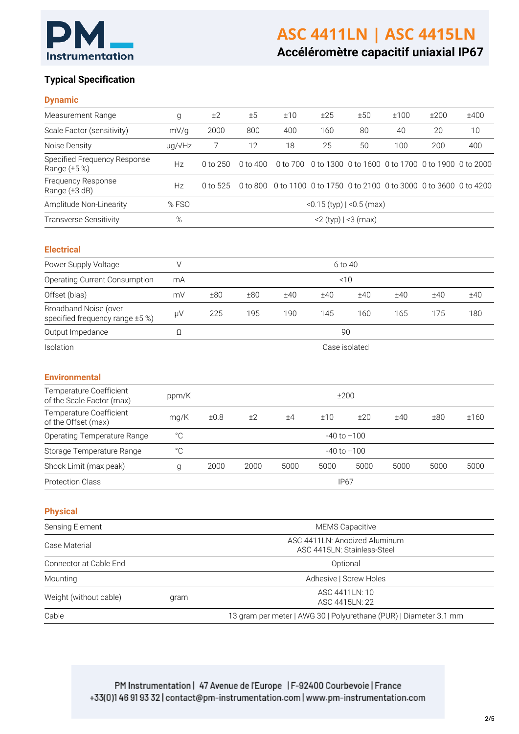# ASC 4411LN | ASC 4415LN

**Accéléromètre capacitif uniaxial IP67**

## Typical Specification

### Dynamic

| | | | | | | | | | |
|---|---|---|---|---|---|---|---|---|---|
| Measurement Range | g | ±2 | ±5 | ±10 | ±25 | ±50 | ±100 | ±200 | ±400 |
| Scale Factor (sensitivity) | mV/g | 2000 | 800 | 400 | 160 | 80 | 40 | 20 | 10 |
| Noise Density | µg/√Hz | 7 | 12 | 18 | 25 | 50 | 100 | 200 | 400 |
| Specified Frequency Response Range (±5 %) | Hz | 0 to 250 | 0 to 400 | 0 to 700 | 0 to 1300 | 0 to 1600 | 0 to 1700 | 0 to 1900 | 0 to 2000 |
| Frequency Response Range (±3 dB) | Hz | 0 to 525 | 0 to 800 | 0 to 1100 | 0 to 1750 | 0 to 2100 | 0 to 3000 | 0 to 3600 | 0 to 4200 |
| Amplitude Non-Linearity | % FSO | <0.15 (typ) \| <0.5 (max) | | | | | | | |
| Transverse Sensitivity | % | <2 (typ) \| <3 (max) | | | | | | | |

### Electrical

| | | | | | | | | | |
|---|---|---|---|---|---|---|---|---|---|
| Power Supply Voltage | V | 6 to 40 | | | | | | | |
| Operating Current Consumption | mA | <10 | | | | | | | |
| Offset (bias) | mV | ±80 | ±80 | ±40 | ±40 | ±40 | ±40 | ±40 | ±40 |
| Broadband Noise (over specified frequency range ±5 %) | µV | 225 | 195 | 190 | 145 | 160 | 165 | 175 | 180 |
| Output Impedance | Ω | 90 | | | | | | | |
| Isolation | | Case isolated | | | | | | | |

### Environmental

| | | | | | | | | | |
|---|---|---|---|---|---|---|---|---|---|
| Temperature Coefficient of the Scale Factor (max) | ppm/K | ±200 | | | | | | | |
| Temperature Coefficient of the Offset (max) | mg/K | ±0.8 | ±2 | ±4 | ±10 | ±20 | ±40 | ±80 | ±160 |
| Operating Temperature Range | °C | -40 to +100 | | | | | | | |
| Storage Temperature Range | °C | -40 to +100 | | | | | | | |
| Shock Limit (max peak) | g | 2000 | 2000 | 5000 | 5000 | 5000 | 5000 | 5000 | 5000 |
| Protection Class | | IP67 | | | | | | | |

### Physical

| | | |
|---|---|---|
| Sensing Element | | MEMS Capacitive |
| Case Material | | ASC 4411LN: Anodized Aluminum<br>ASC 4415LN: Stainless-Steel |
| Connector at Cable End | | Optional |
| Mounting | | Adhesive \| Screw Holes |
| Weight (without cable) | gram | ASC 4411LN: 10<br>ASC 4415LN: 22 |
| Cable | | 13 gram per meter \| AWG 30 \| Polyurethane (PUR) \| Diameter 3.1 mm |

PM Instrumentation | 47 Avenue de l'Europe | F-92400 Courbevoie | France
+33(0)1 46 91 93 32 | contact@pm-instrumentation.com | www.pm-instrumentation.com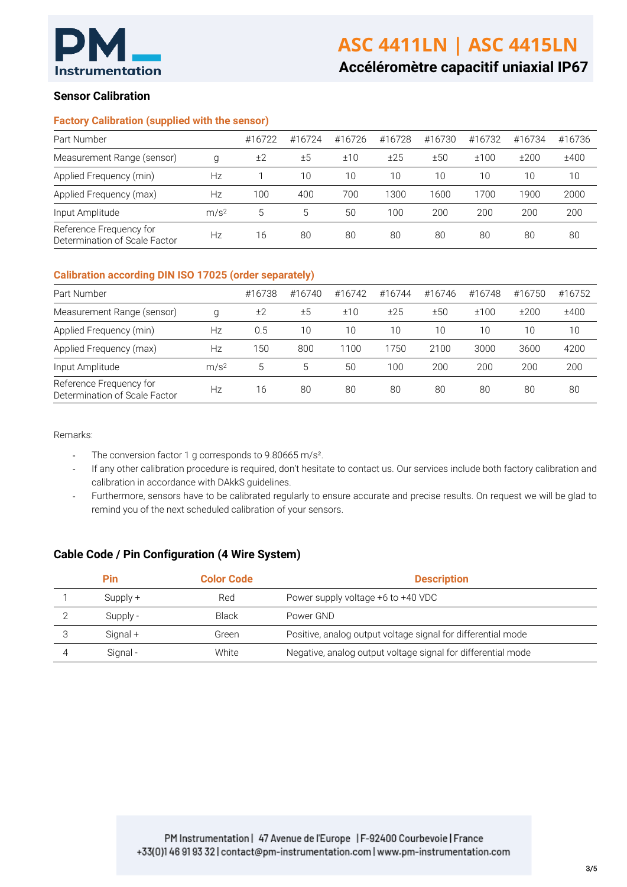## Sensor Calibration

### Factory Calibration (supplied with the sensor)

| Part Number | | #16722 | #16724 | #16726 | #16728 | #16730 | #16732 | #16734 | #16736 |
|---|---|---|---|---|---|---|---|---|---|
| Measurement Range (sensor) | g | ±2 | ±5 | ±10 | ±25 | ±50 | ±100 | ±200 | ±400 |
| Applied Frequency (min) | Hz | 1 | 10 | 10 | 10 | 10 | 10 | 10 | 10 |
| Applied Frequency (max) | Hz | 100 | 400 | 700 | 1300 | 1600 | 1700 | 1900 | 2000 |
| Input Amplitude | $m/s^2$ | 5 | 5 | 50 | 100 | 200 | 200 | 200 | 200 |
| Reference Frequency for Determination of Scale Factor | Hz | 16 | 80 | 80 | 80 | 80 | 80 | 80 | 80 |

### Calibration according DIN ISO 17025 (order separately)

| Part Number | | #16738 | #16740 | #16742 | #16744 | #16746 | #16748 | #16750 | #16752 |
|---|---|---|---|---|---|---|---|---|---|
| Measurement Range (sensor) | g | ±2 | ±5 | ±10 | ±25 | ±50 | ±100 | ±200 | ±400 |
| Applied Frequency (min) | Hz | 0.5 | 10 | 10 | 10 | 10 | 10 | 10 | 10 |
| Applied Frequency (max) | Hz | 150 | 800 | 1100 | 1750 | 2100 | 3000 | 3600 | 4200 |
| Input Amplitude | $m/s^2$ | 5 | 5 | 50 | 100 | 200 | 200 | 200 | 200 |
| Reference Frequency for Determination of Scale Factor | Hz | 16 | 80 | 80 | 80 | 80 | 80 | 80 | 80 |

Remarks:

- The conversion factor 1 g corresponds to 9.80665 $m/s^2$.
- If any other calibration procedure is required, don't hesitate to contact us. Our services include both factory calibration and calibration in accordance with DAkkS guidelines.
- Furthermore, sensors have to be calibrated regularly to ensure accurate and precise results. On request we will be glad to remind you of the next scheduled calibration of your sensors.

## Cable Code / Pin Configuration (4 Wire System)

| | Pin | Color Code | Description |
|---|---|---|---|
| 1 | Supply + | Red | Power supply voltage +6 to +40 VDC |
| 2 | Supply - | Black | Power GND |
| 3 | Signal + | Green | Positive, analog output voltage signal for differential mode |
| 4 | Signal - | White | Negative, analog output voltage signal for differential mode |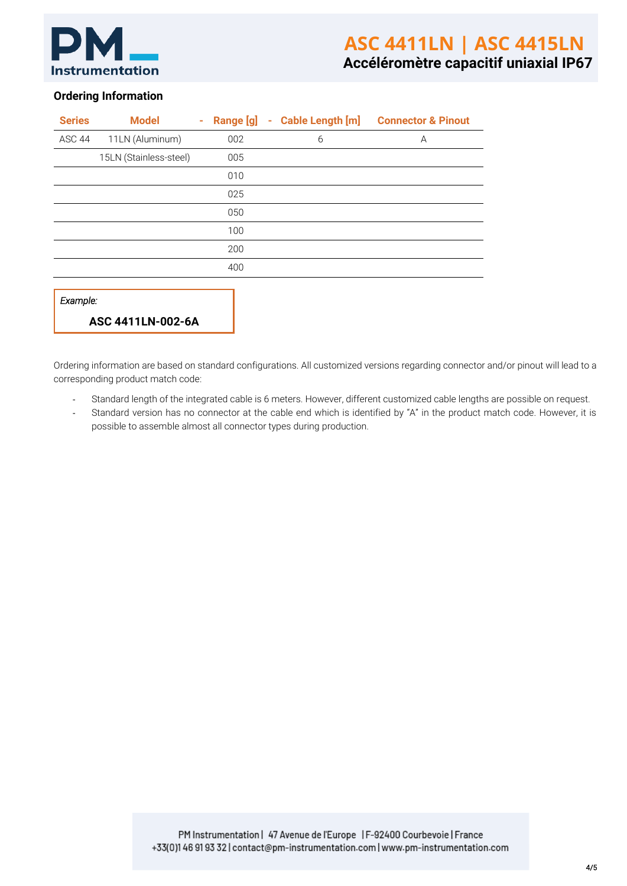## Ordering Information

| Series | Model | - Range [g] | - Cable Length [m] | Connector & Pinout |
|---|---|---|---|---|
| ASC 44 | 11LN (Aluminum) | 002 | 6 | A |
| | 15LN (Stainless-steel) | 005 | | |
| | | 010 | | |
| | | 025 | | |
| | | 050 | | |
| | | 100 | | |
| | | 200 | | |
| | | 400 | | |

*Example:*

**ASC 4411LN-002-6A**

Ordering information are based on standard configurations. All customized versions regarding connector and/or pinout will lead to a corresponding product match code:

- Standard length of the integrated cable is 6 meters. However, different customized cable lengths are possible on request.
- Standard version has no connector at the cable end which is identified by "A" in the product match code. However, it is possible to assemble almost all connector types during production.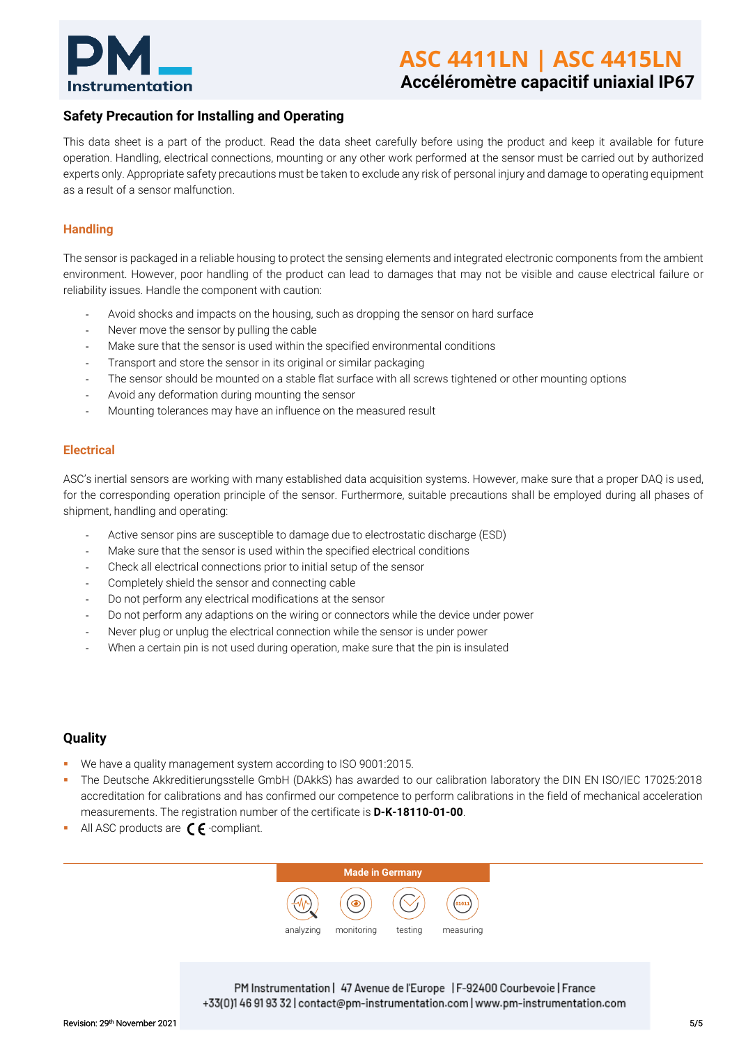## Safety Precaution for Installing and Operating

This data sheet is a part of the product. Read the data sheet carefully before using the product and keep it available for future operation. Handling, electrical connections, mounting or any other work performed at the sensor must be carried out by authorized experts only. Appropriate safety precautions must be taken to exclude any risk of personal injury and damage to operating equipment as a result of a sensor malfunction.

### Handling

The sensor is packaged in a reliable housing to protect the sensing elements and integrated electronic components from the ambient environment. However, poor handling of the product can lead to damages that may not be visible and cause electrical failure or reliability issues. Handle the component with caution:

- Avoid shocks and impacts on the housing, such as dropping the sensor on hard surface
- Never move the sensor by pulling the cable
- Make sure that the sensor is used within the specified environmental conditions
- Transport and store the sensor in its original or similar packaging
- The sensor should be mounted on a stable flat surface with all screws tightened or other mounting options
- Avoid any deformation during mounting the sensor
- Mounting tolerances may have an influence on the measured result

### Electrical

ASC's inertial sensors are working with many established data acquisition systems. However, make sure that a proper DAQ is used, for the corresponding operation principle of the sensor. Furthermore, suitable precautions shall be employed during all phases of shipment, handling and operating:

- Active sensor pins are susceptible to damage due to electrostatic discharge (ESD)
- Make sure that the sensor is used within the specified electrical conditions
- Check all electrical connections prior to initial setup of the sensor
- Completely shield the sensor and connecting cable
- Do not perform any electrical modifications at the sensor
- Do not perform any adaptions on the wiring or connectors while the device under power
- Never plug or unplug the electrical connection while the sensor is under power
- When a certain pin is not used during operation, make sure that the pin is insulated

## Quality

- We have a quality management system according to ISO 9001:2015.
- The Deutsche Akkreditierungsstelle GmbH (DAkkS) has awarded to our calibration laboratory the DIN EN ISO/IEC 17025:2018 accreditation for calibrations and has confirmed our competence to perform calibrations in the field of mechanical acceleration measurements. The registration number of the certificate is **D-K-18110-01-00**.
- All ASC products are CE-compliant.

**Made in Germany**

analyzing monitoring testing measuring

PM Instrumentation | 47 Avenue de l'Europe | F-92400 Courbevoie | France
+33(0)1 46 91 93 32 | contact@pm-instrumentation.com | www.pm-instrumentation.com

Revision: 29th November 2021